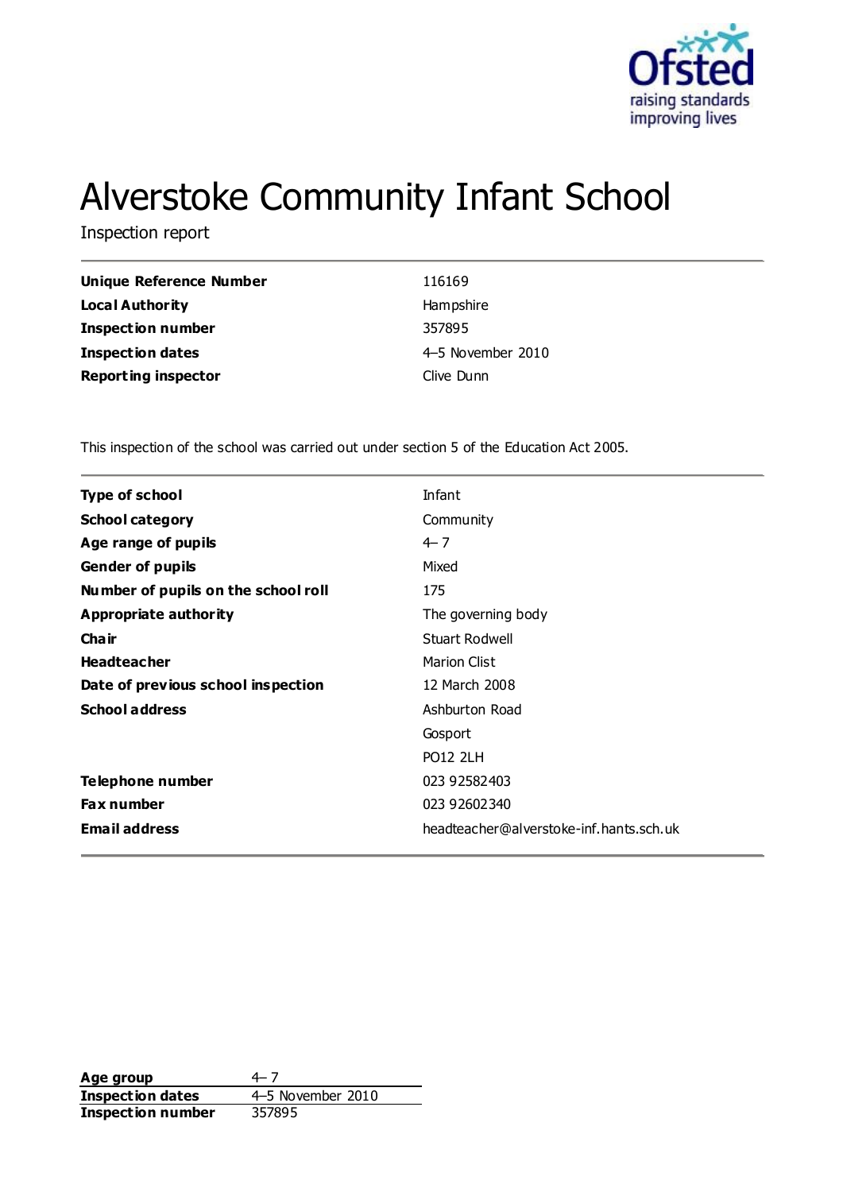# Alverstoke Community Infant School

Inspection report

| | |
|---|---|
| **Unique Reference Number** | 116169 |
| **Local Authority** | Hampshire |
| **Inspection number** | 357895 |
| **Inspection dates** | 4–5 November 2010 |
| **Reporting inspector** | Clive Dunn |

This inspection of the school was carried out under section 5 of the Education Act 2005.

| | |
|---|---|
| **Type of school** | Infant |
| **School category** | Community |
| **Age range of pupils** | 4–7 |
| **Gender of pupils** | Mixed |
| **Number of pupils on the school roll** | 175 |
| **Appropriate authority** | The governing body |
| **Chair** | Stuart Rodwell |
| **Headteacher** | Marion Clist |
| **Date of previous school inspection** | 12 March 2008 |
| **School address** | Ashburton Road<br>Gosport<br>PO12 2LH |
| **Telephone number** | 023 92582403 |
| **Fax number** | 023 92602340 |
| **Email address** | headteacher@alverstoke-inf.hants.sch.uk |

| | |
|---|---|
| **Age group** | 4–7 |
| **Inspection dates** | 4–5 November 2010 |
| **Inspection number** | 357895 |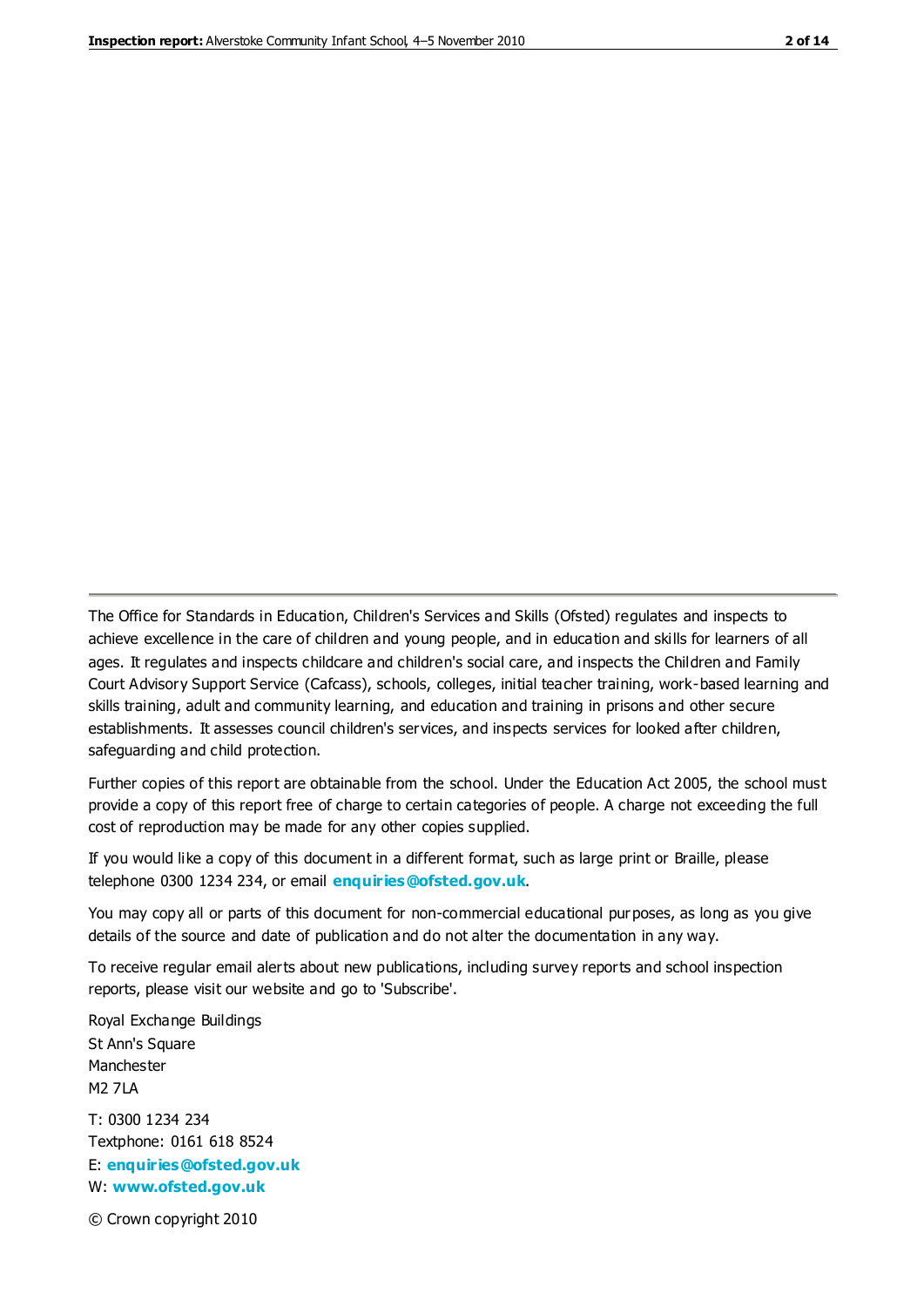The Office for Standards in Education, Children's Services and Skills (Ofsted) regulates and inspects to achieve excellence in the care of children and young people, and in education and skills for learners of all ages. It regulates and inspects childcare and children's social care, and inspects the Children and Family Court Advisory Support Service (Cafcass), schools, colleges, initial teacher training, work-based learning and skills training, adult and community learning, and education and training in prisons and other secure establishments. It assesses council children's services, and inspects services for looked after children, safeguarding and child protection.

Further copies of this report are obtainable from the school. Under the Education Act 2005, the school must provide a copy of this report free of charge to certain categories of people. A charge not exceeding the full cost of reproduction may be made for any other copies supplied.

If you would like a copy of this document in a different format, such as large print or Braille, please telephone 0300 1234 234, or email **enquiries@ofsted.gov.uk**.

You may copy all or parts of this document for non-commercial educational purposes, as long as you give details of the source and date of publication and do not alter the documentation in any way.

To receive regular email alerts about new publications, including survey reports and school inspection reports, please visit our website and go to 'Subscribe'.

Royal Exchange Buildings
St Ann's Square
Manchester
M2 7LA

T: 0300 1234 234
Textphone: 0161 618 8524
E: **enquiries@ofsted.gov.uk**
W: **www.ofsted.gov.uk**

© Crown copyright 2010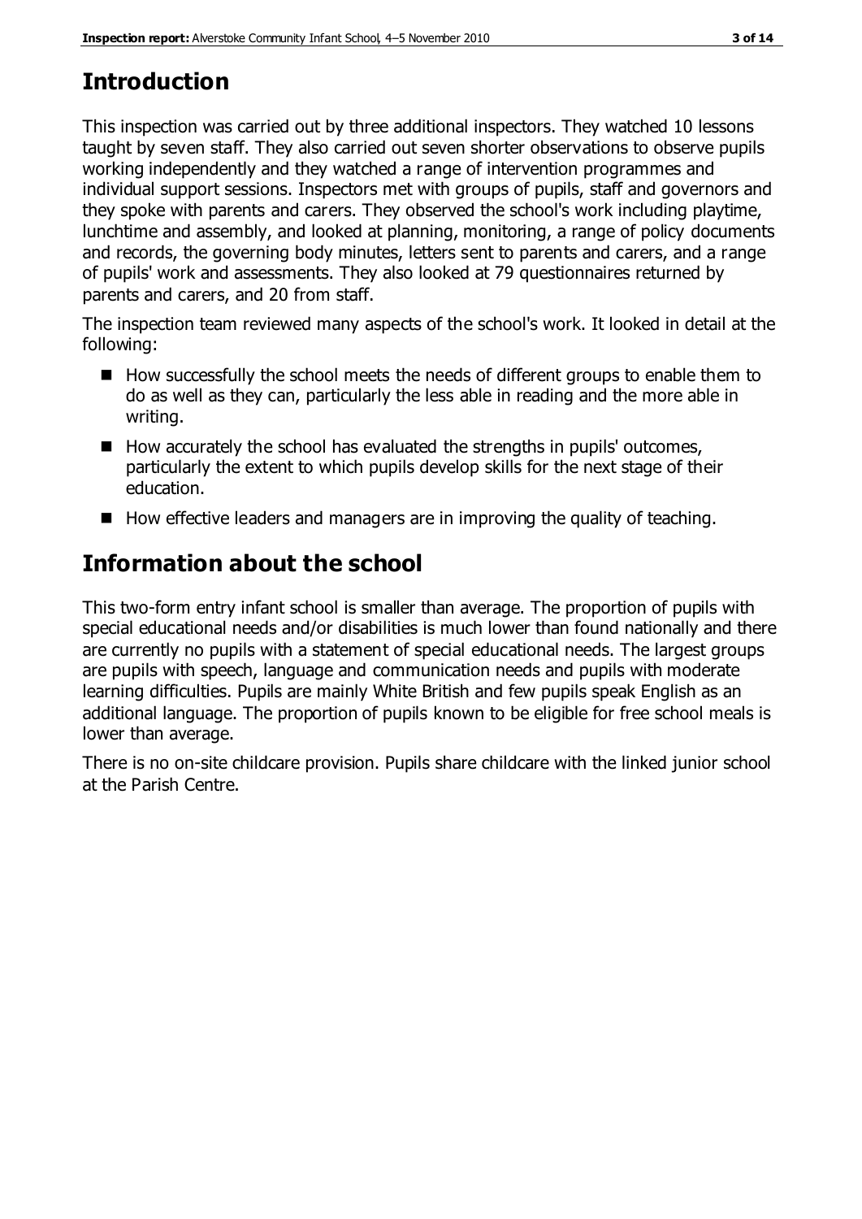## Introduction

This inspection was carried out by three additional inspectors. They watched 10 lessons taught by seven staff. They also carried out seven shorter observations to observe pupils working independently and they watched a range of intervention programmes and individual support sessions. Inspectors met with groups of pupils, staff and governors and they spoke with parents and carers. They observed the school's work including playtime, lunchtime and assembly, and looked at planning, monitoring, a range of policy documents and records, the governing body minutes, letters sent to parents and carers, and a range of pupils' work and assessments. They also looked at 79 questionnaires returned by parents and carers, and 20 from staff.

The inspection team reviewed many aspects of the school's work. It looked in detail at the following:

- How successfully the school meets the needs of different groups to enable them to do as well as they can, particularly the less able in reading and the more able in writing.
- How accurately the school has evaluated the strengths in pupils' outcomes, particularly the extent to which pupils develop skills for the next stage of their education.
- How effective leaders and managers are in improving the quality of teaching.

## Information about the school

This two-form entry infant school is smaller than average. The proportion of pupils with special educational needs and/or disabilities is much lower than found nationally and there are currently no pupils with a statement of special educational needs. The largest groups are pupils with speech, language and communication needs and pupils with moderate learning difficulties. Pupils are mainly White British and few pupils speak English as an additional language. The proportion of pupils known to be eligible for free school meals is lower than average.

There is no on-site childcare provision. Pupils share childcare with the linked junior school at the Parish Centre.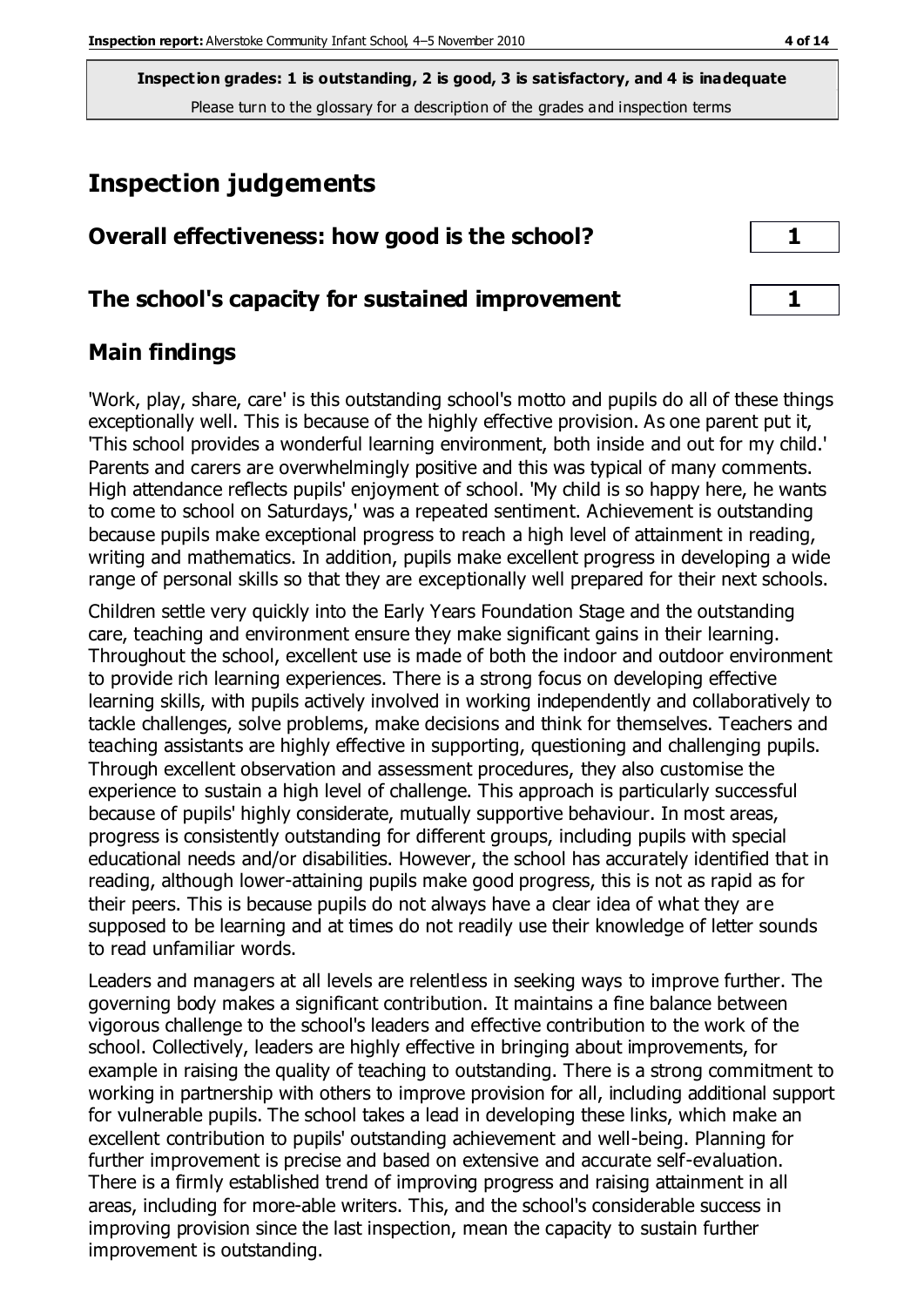**Inspection grades: 1 is outstanding, 2 is good, 3 is satisfactory, and 4 is inadequate**
Please turn to the glossary for a description of the grades and inspection terms

# Inspection judgements

## Overall effectiveness: how good is the school?

**1**

## The school's capacity for sustained improvement

**1**

## Main findings

'Work, play, share, care' is this outstanding school's motto and pupils do all of these things exceptionally well. This is because of the highly effective provision. As one parent put it, 'This school provides a wonderful learning environment, both inside and out for my child.' Parents and carers are overwhelmingly positive and this was typical of many comments. High attendance reflects pupils' enjoyment of school. 'My child is so happy here, he wants to come to school on Saturdays,' was a repeated sentiment. Achievement is outstanding because pupils make exceptional progress to reach a high level of attainment in reading, writing and mathematics. In addition, pupils make excellent progress in developing a wide range of personal skills so that they are exceptionally well prepared for their next schools.

Children settle very quickly into the Early Years Foundation Stage and the outstanding care, teaching and environment ensure they make significant gains in their learning. Throughout the school, excellent use is made of both the indoor and outdoor environment to provide rich learning experiences. There is a strong focus on developing effective learning skills, with pupils actively involved in working independently and collaboratively to tackle challenges, solve problems, make decisions and think for themselves. Teachers and teaching assistants are highly effective in supporting, questioning and challenging pupils. Through excellent observation and assessment procedures, they also customise the experience to sustain a high level of challenge. This approach is particularly successful because of pupils' highly considerate, mutually supportive behaviour. In most areas, progress is consistently outstanding for different groups, including pupils with special educational needs and/or disabilities. However, the school has accurately identified that in reading, although lower-attaining pupils make good progress, this is not as rapid as for their peers. This is because pupils do not always have a clear idea of what they are supposed to be learning and at times do not readily use their knowledge of letter sounds to read unfamiliar words.

Leaders and managers at all levels are relentless in seeking ways to improve further. The governing body makes a significant contribution. It maintains a fine balance between vigorous challenge to the school's leaders and effective contribution to the work of the school. Collectively, leaders are highly effective in bringing about improvements, for example in raising the quality of teaching to outstanding. There is a strong commitment to working in partnership with others to improve provision for all, including additional support for vulnerable pupils. The school takes a lead in developing these links, which make an excellent contribution to pupils' outstanding achievement and well-being. Planning for further improvement is precise and based on extensive and accurate self-evaluation. There is a firmly established trend of improving progress and raising attainment in all areas, including for more-able writers. This, and the school's considerable success in improving provision since the last inspection, mean the capacity to sustain further improvement is outstanding.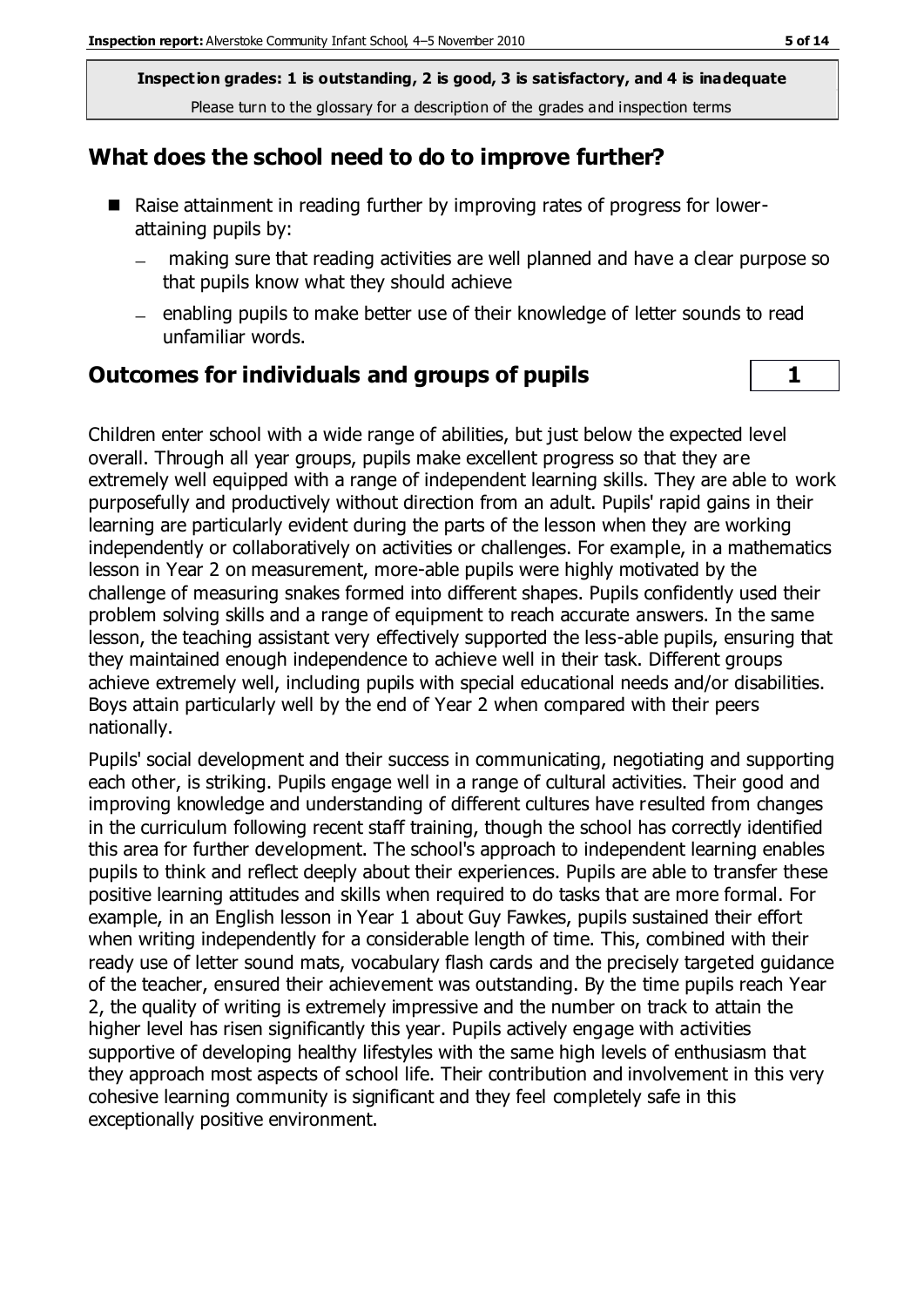**Inspection grades: 1 is outstanding, 2 is good, 3 is satisfactory, and 4 is inadequate**
Please turn to the glossary for a description of the grades and inspection terms

## What does the school need to do to improve further?

- Raise attainment in reading further by improving rates of progress for lower-attaining pupils by:
  - making sure that reading activities are well planned and have a clear purpose so that pupils know what they should achieve
  - enabling pupils to make better use of their knowledge of letter sounds to read unfamiliar words.

## Outcomes for individuals and groups of pupils — 1

Children enter school with a wide range of abilities, but just below the expected level overall. Through all year groups, pupils make excellent progress so that they are extremely well equipped with a range of independent learning skills. They are able to work purposefully and productively without direction from an adult. Pupils' rapid gains in their learning are particularly evident during the parts of the lesson when they are working independently or collaboratively on activities or challenges. For example, in a mathematics lesson in Year 2 on measurement, more-able pupils were highly motivated by the challenge of measuring snakes formed into different shapes. Pupils confidently used their problem solving skills and a range of equipment to reach accurate answers. In the same lesson, the teaching assistant very effectively supported the less-able pupils, ensuring that they maintained enough independence to achieve well in their task. Different groups achieve extremely well, including pupils with special educational needs and/or disabilities. Boys attain particularly well by the end of Year 2 when compared with their peers nationally.

Pupils' social development and their success in communicating, negotiating and supporting each other, is striking. Pupils engage well in a range of cultural activities. Their good and improving knowledge and understanding of different cultures have resulted from changes in the curriculum following recent staff training, though the school has correctly identified this area for further development. The school's approach to independent learning enables pupils to think and reflect deeply about their experiences. Pupils are able to transfer these positive learning attitudes and skills when required to do tasks that are more formal. For example, in an English lesson in Year 1 about Guy Fawkes, pupils sustained their effort when writing independently for a considerable length of time. This, combined with their ready use of letter sound mats, vocabulary flash cards and the precisely targeted guidance of the teacher, ensured their achievement was outstanding. By the time pupils reach Year 2, the quality of writing is extremely impressive and the number on track to attain the higher level has risen significantly this year. Pupils actively engage with activities supportive of developing healthy lifestyles with the same high levels of enthusiasm that they approach most aspects of school life. Their contribution and involvement in this very cohesive learning community is significant and they feel completely safe in this exceptionally positive environment.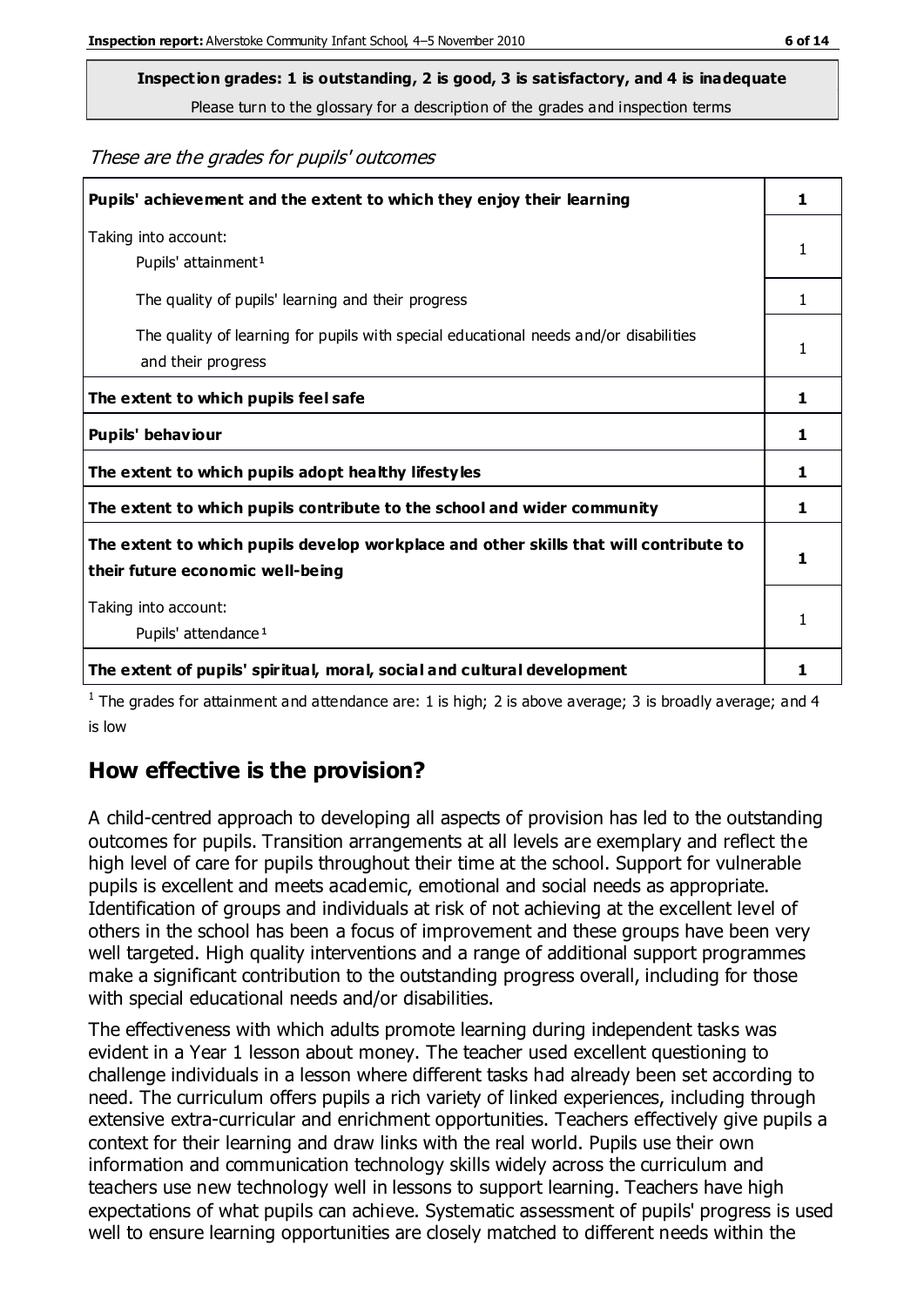**Inspection grades: 1 is outstanding, 2 is good, 3 is satisfactory, and 4 is inadequate**
Please turn to the glossary for a description of the grades and inspection terms

*These are the grades for pupils' outcomes*

| | |
|---|---|
| **Pupils' achievement and the extent to which they enjoy their learning** | **1** |
| Taking into account: Pupils' attainment[1] | 1 |
| The quality of pupils' learning and their progress | 1 |
| The quality of learning for pupils with special educational needs and/or disabilities and their progress | 1 |
| **The extent to which pupils feel safe** | **1** |
| **Pupils' behaviour** | **1** |
| **The extent to which pupils adopt healthy lifestyles** | **1** |
| **The extent to which pupils contribute to the school and wider community** | **1** |
| **The extent to which pupils develop workplace and other skills that will contribute to their future economic well-being** | **1** |
| Taking into account: Pupils' attendance[1] | 1 |
| **The extent of pupils' spiritual, moral, social and cultural development** | **1** |

[1] The grades for attainment and attendance are: 1 is high; 2 is above average; 3 is broadly average; and 4 is low

## How effective is the provision?

A child-centred approach to developing all aspects of provision has led to the outstanding outcomes for pupils. Transition arrangements at all levels are exemplary and reflect the high level of care for pupils throughout their time at the school. Support for vulnerable pupils is excellent and meets academic, emotional and social needs as appropriate. Identification of groups and individuals at risk of not achieving at the excellent level of others in the school has been a focus of improvement and these groups have been very well targeted. High quality interventions and a range of additional support programmes make a significant contribution to the outstanding progress overall, including for those with special educational needs and/or disabilities.

The effectiveness with which adults promote learning during independent tasks was evident in a Year 1 lesson about money. The teacher used excellent questioning to challenge individuals in a lesson where different tasks had already been set according to need. The curriculum offers pupils a rich variety of linked experiences, including through extensive extra-curricular and enrichment opportunities. Teachers effectively give pupils a context for their learning and draw links with the real world. Pupils use their own information and communication technology skills widely across the curriculum and teachers use new technology well in lessons to support learning. Teachers have high expectations of what pupils can achieve. Systematic assessment of pupils' progress is used well to ensure learning opportunities are closely matched to different needs within the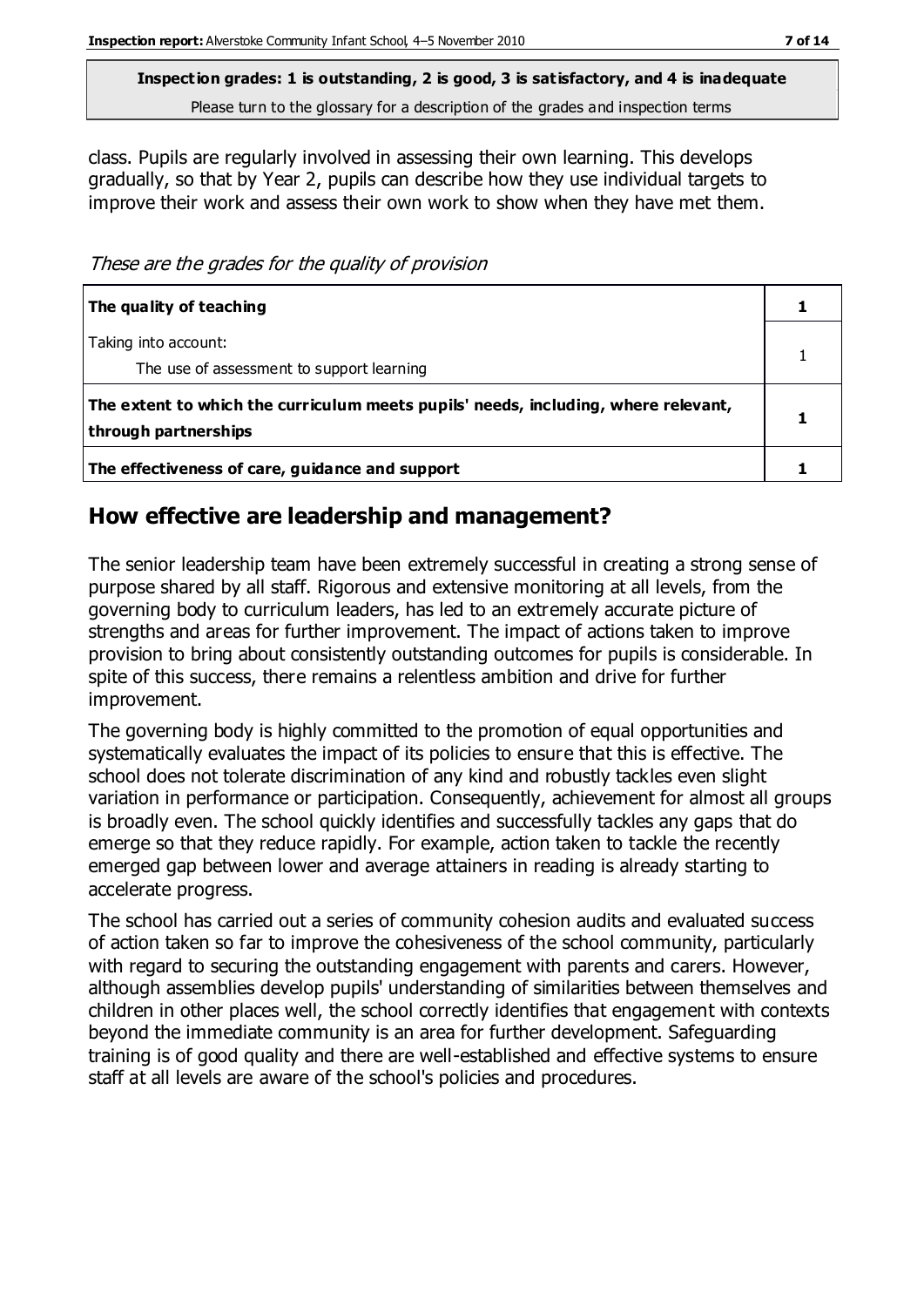class. Pupils are regularly involved in assessing their own learning. This develops gradually, so that by Year 2, pupils can describe how they use individual targets to improve their work and assess their own work to show when they have met them.

*These are the grades for the quality of provision*

| | |
|---|---|
| **The quality of teaching** | **1** |
| Taking into account:<br>The use of assessment to support learning | 1 |
| **The extent to which the curriculum meets pupils' needs, including, where relevant, through partnerships** | **1** |
| **The effectiveness of care, guidance and support** | **1** |

## How effective are leadership and management?

The senior leadership team have been extremely successful in creating a strong sense of purpose shared by all staff. Rigorous and extensive monitoring at all levels, from the governing body to curriculum leaders, has led to an extremely accurate picture of strengths and areas for further improvement. The impact of actions taken to improve provision to bring about consistently outstanding outcomes for pupils is considerable. In spite of this success, there remains a relentless ambition and drive for further improvement.

The governing body is highly committed to the promotion of equal opportunities and systematically evaluates the impact of its policies to ensure that this is effective. The school does not tolerate discrimination of any kind and robustly tackles even slight variation in performance or participation. Consequently, achievement for almost all groups is broadly even. The school quickly identifies and successfully tackles any gaps that do emerge so that they reduce rapidly. For example, action taken to tackle the recently emerged gap between lower and average attainers in reading is already starting to accelerate progress.

The school has carried out a series of community cohesion audits and evaluated success of action taken so far to improve the cohesiveness of the school community, particularly with regard to securing the outstanding engagement with parents and carers. However, although assemblies develop pupils' understanding of similarities between themselves and children in other places well, the school correctly identifies that engagement with contexts beyond the immediate community is an area for further development. Safeguarding training is of good quality and there are well-established and effective systems to ensure staff at all levels are aware of the school's policies and procedures.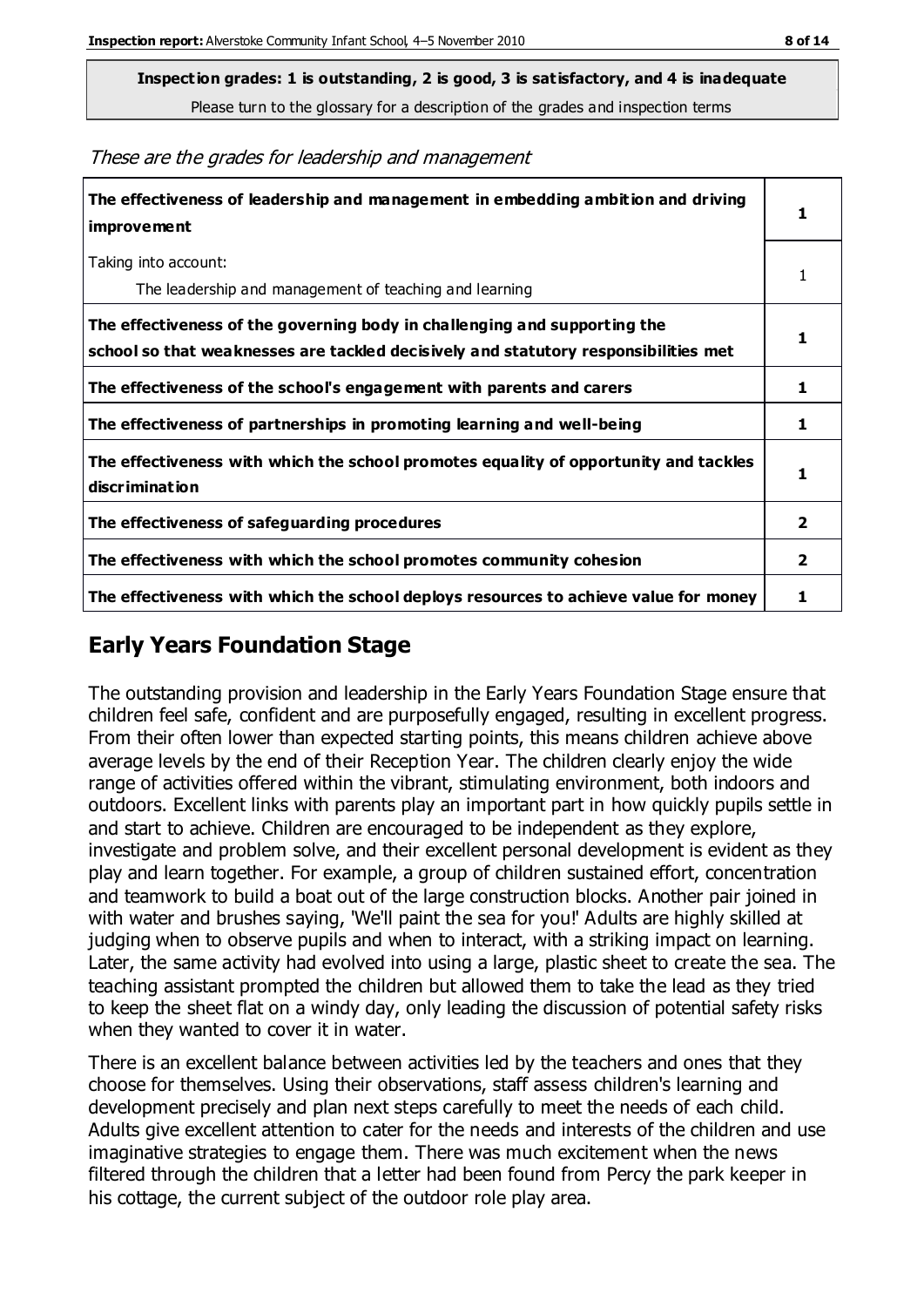**Inspection grades: 1 is outstanding, 2 is good, 3 is satisfactory, and 4 is inadequate**
Please turn to the glossary for a description of the grades and inspection terms

*These are the grades for leadership and management*

| | |
|---|---|
| **The effectiveness of leadership and management in embedding ambition and driving improvement** | **1** |
| Taking into account: The leadership and management of teaching and learning | 1 |
| **The effectiveness of the governing body in challenging and supporting the school so that weaknesses are tackled decisively and statutory responsibilities met** | **1** |
| **The effectiveness of the school's engagement with parents and carers** | **1** |
| **The effectiveness of partnerships in promoting learning and well-being** | **1** |
| **The effectiveness with which the school promotes equality of opportunity and tackles discrimination** | **1** |
| **The effectiveness of safeguarding procedures** | **2** |
| **The effectiveness with which the school promotes community cohesion** | **2** |
| **The effectiveness with which the school deploys resources to achieve value for money** | **1** |

## Early Years Foundation Stage

The outstanding provision and leadership in the Early Years Foundation Stage ensure that children feel safe, confident and are purposefully engaged, resulting in excellent progress. From their often lower than expected starting points, this means children achieve above average levels by the end of their Reception Year. The children clearly enjoy the wide range of activities offered within the vibrant, stimulating environment, both indoors and outdoors. Excellent links with parents play an important part in how quickly pupils settle in and start to achieve. Children are encouraged to be independent as they explore, investigate and problem solve, and their excellent personal development is evident as they play and learn together. For example, a group of children sustained effort, concentration and teamwork to build a boat out of the large construction blocks. Another pair joined in with water and brushes saying, 'We'll paint the sea for you!' Adults are highly skilled at judging when to observe pupils and when to interact, with a striking impact on learning. Later, the same activity had evolved into using a large, plastic sheet to create the sea. The teaching assistant prompted the children but allowed them to take the lead as they tried to keep the sheet flat on a windy day, only leading the discussion of potential safety risks when they wanted to cover it in water.

There is an excellent balance between activities led by the teachers and ones that they choose for themselves. Using their observations, staff assess children's learning and development precisely and plan next steps carefully to meet the needs of each child. Adults give excellent attention to cater for the needs and interests of the children and use imaginative strategies to engage them. There was much excitement when the news filtered through the children that a letter had been found from Percy the park keeper in his cottage, the current subject of the outdoor role play area.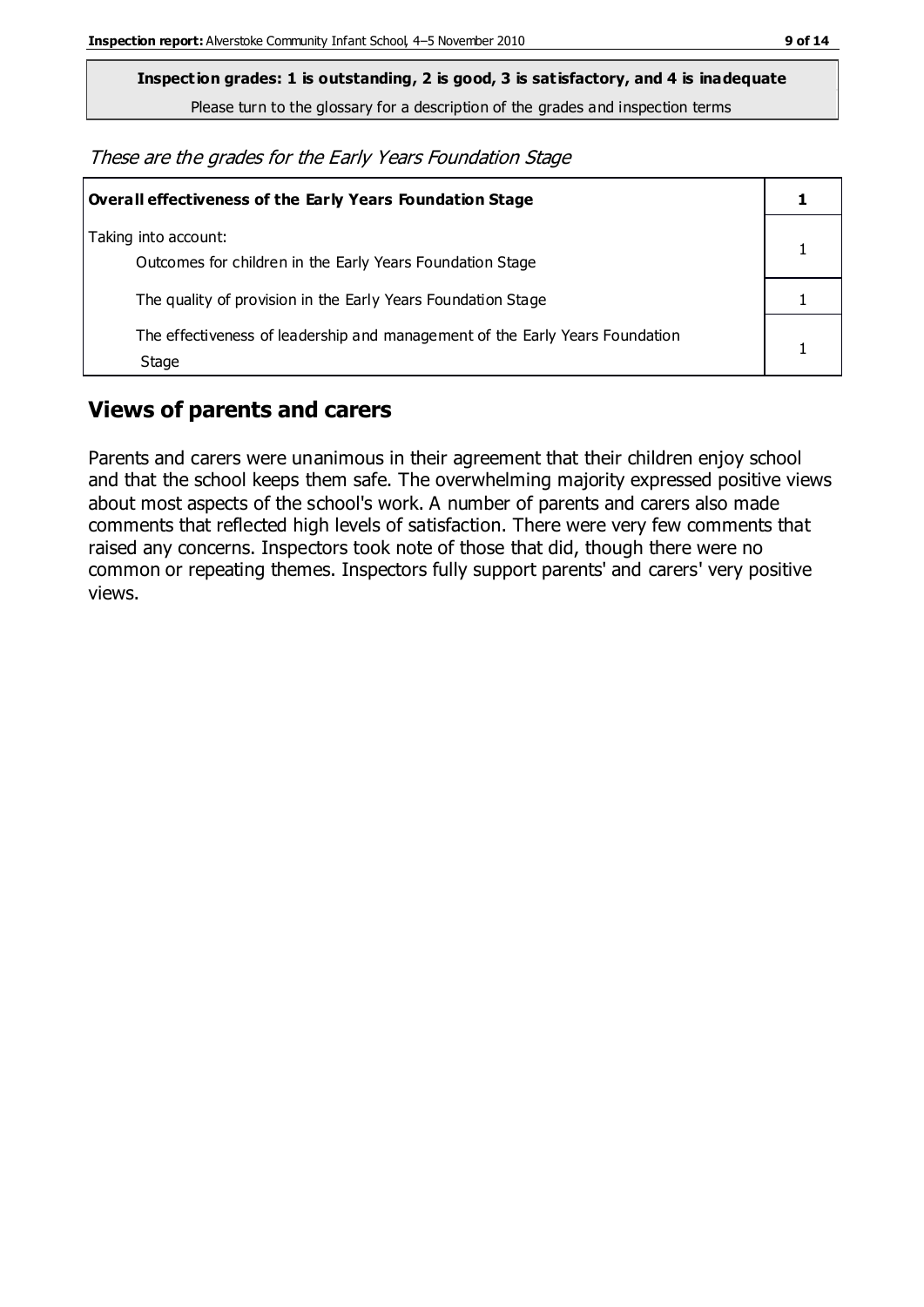**Inspection grades: 1 is outstanding, 2 is good, 3 is satisfactory, and 4 is inadequate**

Please turn to the glossary for a description of the grades and inspection terms

*These are the grades for the Early Years Foundation Stage*

| **Overall effectiveness of the Early Years Foundation Stage** | **1** |
|---|---|
| Taking into account:<br>Outcomes for children in the Early Years Foundation Stage | 1 |
| The quality of provision in the Early Years Foundation Stage | 1 |
| The effectiveness of leadership and management of the Early Years Foundation Stage | 1 |

## Views of parents and carers

Parents and carers were unanimous in their agreement that their children enjoy school and that the school keeps them safe. The overwhelming majority expressed positive views about most aspects of the school's work. A number of parents and carers also made comments that reflected high levels of satisfaction. There were very few comments that raised any concerns. Inspectors took note of those that did, though there were no common or repeating themes. Inspectors fully support parents' and carers' very positive views.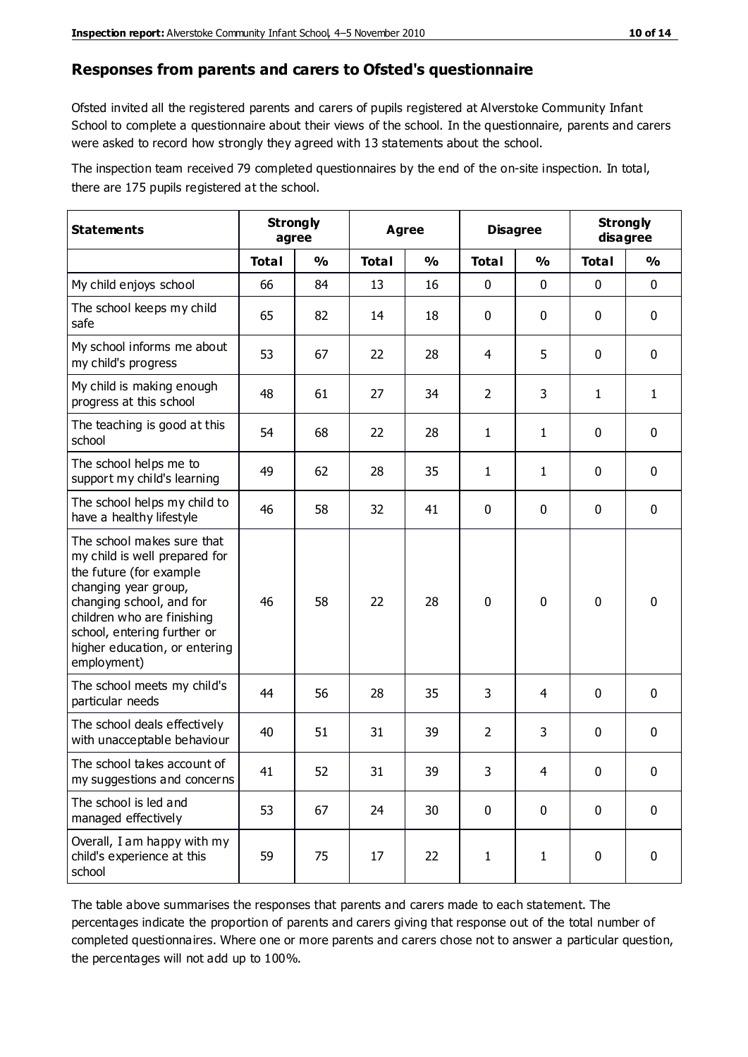## Responses from parents and carers to Ofsted's questionnaire

Ofsted invited all the registered parents and carers of pupils registered at Alverstoke Community Infant School to complete a questionnaire about their views of the school. In the questionnaire, parents and carers were asked to record how strongly they agreed with 13 statements about the school.

The inspection team received 79 completed questionnaires by the end of the on-site inspection. In total, there are 175 pupils registered at the school.

| Statements | Strongly agree | | Agree | | Disagree | | Strongly disagree | |
|---|---|---|---|---|---|---|---|---|
| | **Total** | **%** | **Total** | **%** | **Total** | **%** | **Total** | **%** |
| My child enjoys school | 66 | 84 | 13 | 16 | 0 | 0 | 0 | 0 |
| The school keeps my child safe | 65 | 82 | 14 | 18 | 0 | 0 | 0 | 0 |
| My school informs me about my child's progress | 53 | 67 | 22 | 28 | 4 | 5 | 0 | 0 |
| My child is making enough progress at this school | 48 | 61 | 27 | 34 | 2 | 3 | 1 | 1 |
| The teaching is good at this school | 54 | 68 | 22 | 28 | 1 | 1 | 0 | 0 |
| The school helps me to support my child's learning | 49 | 62 | 28 | 35 | 1 | 1 | 0 | 0 |
| The school helps my child to have a healthy lifestyle | 46 | 58 | 32 | 41 | 0 | 0 | 0 | 0 |
| The school makes sure that my child is well prepared for the future (for example changing year group, changing school, and for children who are finishing school, entering further or higher education, or entering employment) | 46 | 58 | 22 | 28 | 0 | 0 | 0 | 0 |
| The school meets my child's particular needs | 44 | 56 | 28 | 35 | 3 | 4 | 0 | 0 |
| The school deals effectively with unacceptable behaviour | 40 | 51 | 31 | 39 | 2 | 3 | 0 | 0 |
| The school takes account of my suggestions and concerns | 41 | 52 | 31 | 39 | 3 | 4 | 0 | 0 |
| The school is led and managed effectively | 53 | 67 | 24 | 30 | 0 | 0 | 0 | 0 |
| Overall, I am happy with my child's experience at this school | 59 | 75 | 17 | 22 | 1 | 1 | 0 | 0 |

The table above summarises the responses that parents and carers made to each statement. The percentages indicate the proportion of parents and carers giving that response out of the total number of completed questionnaires. Where one or more parents and carers chose not to answer a particular question, the percentages will not add up to 100%.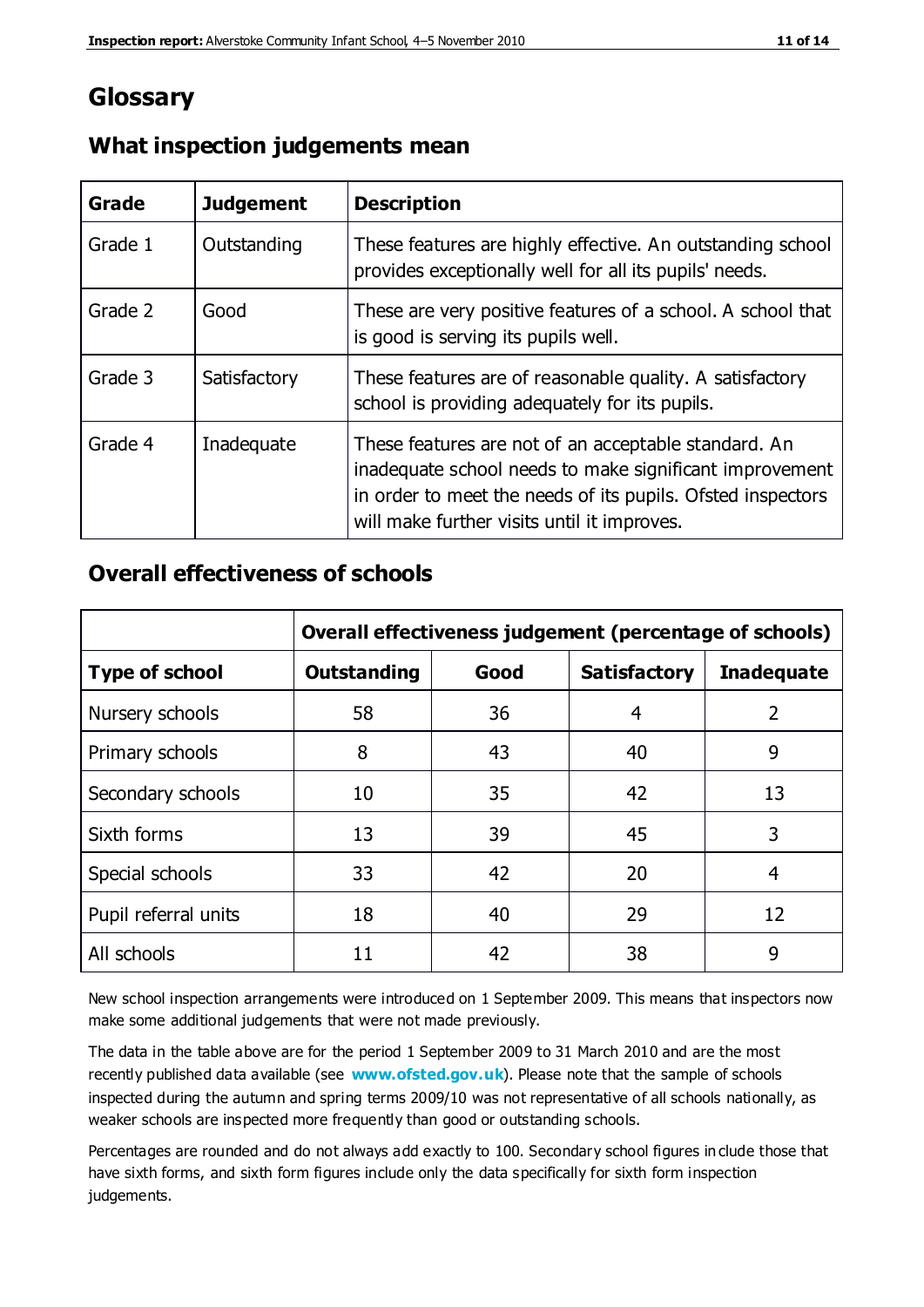# Glossary

## What inspection judgements mean

| Grade | Judgement | Description |
| --- | --- | --- |
| Grade 1 | Outstanding | These features are highly effective. An outstanding school provides exceptionally well for all its pupils' needs. |
| Grade 2 | Good | These are very positive features of a school. A school that is good is serving its pupils well. |
| Grade 3 | Satisfactory | These features are of reasonable quality. A satisfactory school is providing adequately for its pupils. |
| Grade 4 | Inadequate | These features are not of an acceptable standard. An inadequate school needs to make significant improvement in order to meet the needs of its pupils. Ofsted inspectors will make further visits until it improves. |

## Overall effectiveness of schools

| | Overall effectiveness judgement (percentage of schools) | | | |
| --- | --- | --- | --- | --- |
| **Type of school** | **Outstanding** | **Good** | **Satisfactory** | **Inadequate** |
| Nursery schools | 58 | 36 | 4 | 2 |
| Primary schools | 8 | 43 | 40 | 9 |
| Secondary schools | 10 | 35 | 42 | 13 |
| Sixth forms | 13 | 39 | 45 | 3 |
| Special schools | 33 | 42 | 20 | 4 |
| Pupil referral units | 18 | 40 | 29 | 12 |
| All schools | 11 | 42 | 38 | 9 |

New school inspection arrangements were introduced on 1 September 2009. This means that inspectors now make some additional judgements that were not made previously.

The data in the table above are for the period 1 September 2009 to 31 March 2010 and are the most recently published data available (see **www.ofsted.gov.uk**). Please note that the sample of schools inspected during the autumn and spring terms 2009/10 was not representative of all schools nationally, as weaker schools are inspected more frequently than good or outstanding schools.

Percentages are rounded and do not always add exactly to 100. Secondary school figures include those that have sixth forms, and sixth form figures include only the data specifically for sixth form inspection judgements.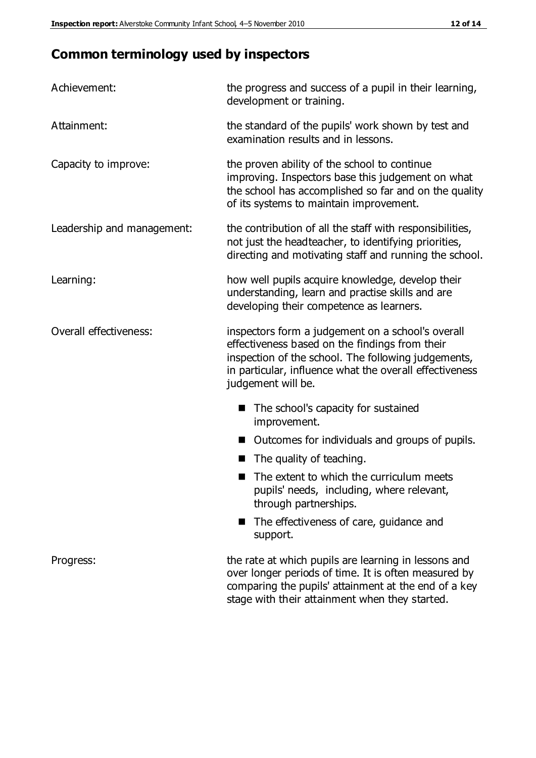# Common terminology used by inspectors

| | |
|---|---|
| Achievement: | the progress and success of a pupil in their learning, development or training. |
| Attainment: | the standard of the pupils' work shown by test and examination results and in lessons. |
| Capacity to improve: | the proven ability of the school to continue improving. Inspectors base this judgement on what the school has accomplished so far and on the quality of its systems to maintain improvement. |
| Leadership and management: | the contribution of all the staff with responsibilities, not just the headteacher, to identifying priorities, directing and motivating staff and running the school. |
| Learning: | how well pupils acquire knowledge, develop their understanding, learn and practise skills and are developing their competence as learners. |
| Overall effectiveness: | inspectors form a judgement on a school's overall effectiveness based on the findings from their inspection of the school. The following judgements, in particular, influence what the overall effectiveness judgement will be. ■ The school's capacity for sustained improvement. ■ Outcomes for individuals and groups of pupils. ■ The quality of teaching. ■ The extent to which the curriculum meets pupils' needs, including, where relevant, through partnerships. ■ The effectiveness of care, guidance and support. |
| Progress: | the rate at which pupils are learning in lessons and over longer periods of time. It is often measured by comparing the pupils' attainment at the end of a key stage with their attainment when they started. |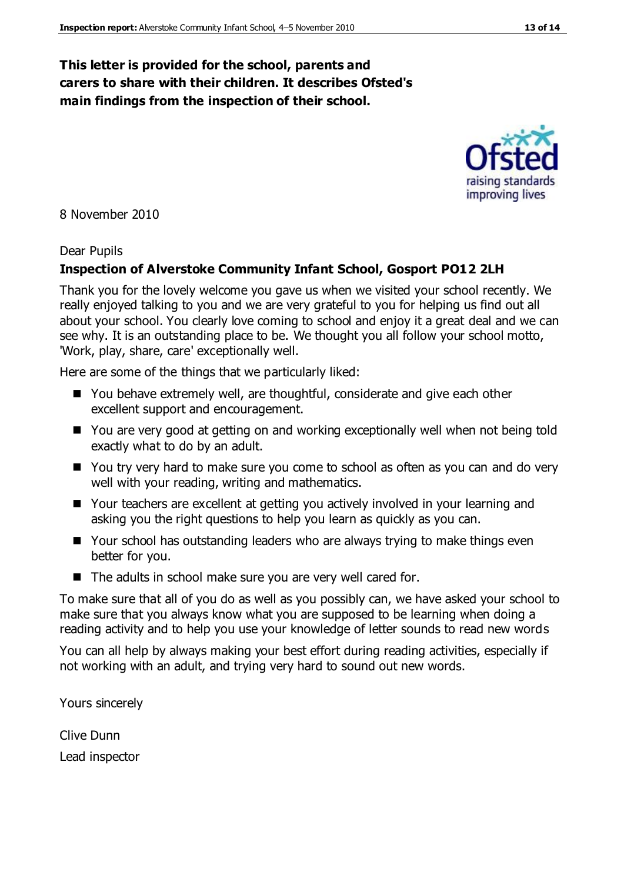**This letter is provided for the school, parents and carers to share with their children. It describes Ofsted's main findings from the inspection of their school.**

8 November 2010

Dear Pupils

**Inspection of Alverstoke Community Infant School, Gosport PO12 2LH**

Thank you for the lovely welcome you gave us when we visited your school recently. We really enjoyed talking to you and we are very grateful to you for helping us find out all about your school. You clearly love coming to school and enjoy it a great deal and we can see why. It is an outstanding place to be. We thought you all follow your school motto, 'Work, play, share, care' exceptionally well.

Here are some of the things that we particularly liked:

- You behave extremely well, are thoughtful, considerate and give each other excellent support and encouragement.
- You are very good at getting on and working exceptionally well when not being told exactly what to do by an adult.
- You try very hard to make sure you come to school as often as you can and do very well with your reading, writing and mathematics.
- Your teachers are excellent at getting you actively involved in your learning and asking you the right questions to help you learn as quickly as you can.
- Your school has outstanding leaders who are always trying to make things even better for you.
- The adults in school make sure you are very well cared for.

To make sure that all of you do as well as you possibly can, we have asked your school to make sure that you always know what you are supposed to be learning when doing a reading activity and to help you use your knowledge of letter sounds to read new words

You can all help by always making your best effort during reading activities, especially if not working with an adult, and trying very hard to sound out new words.

Yours sincerely

Clive Dunn

Lead inspector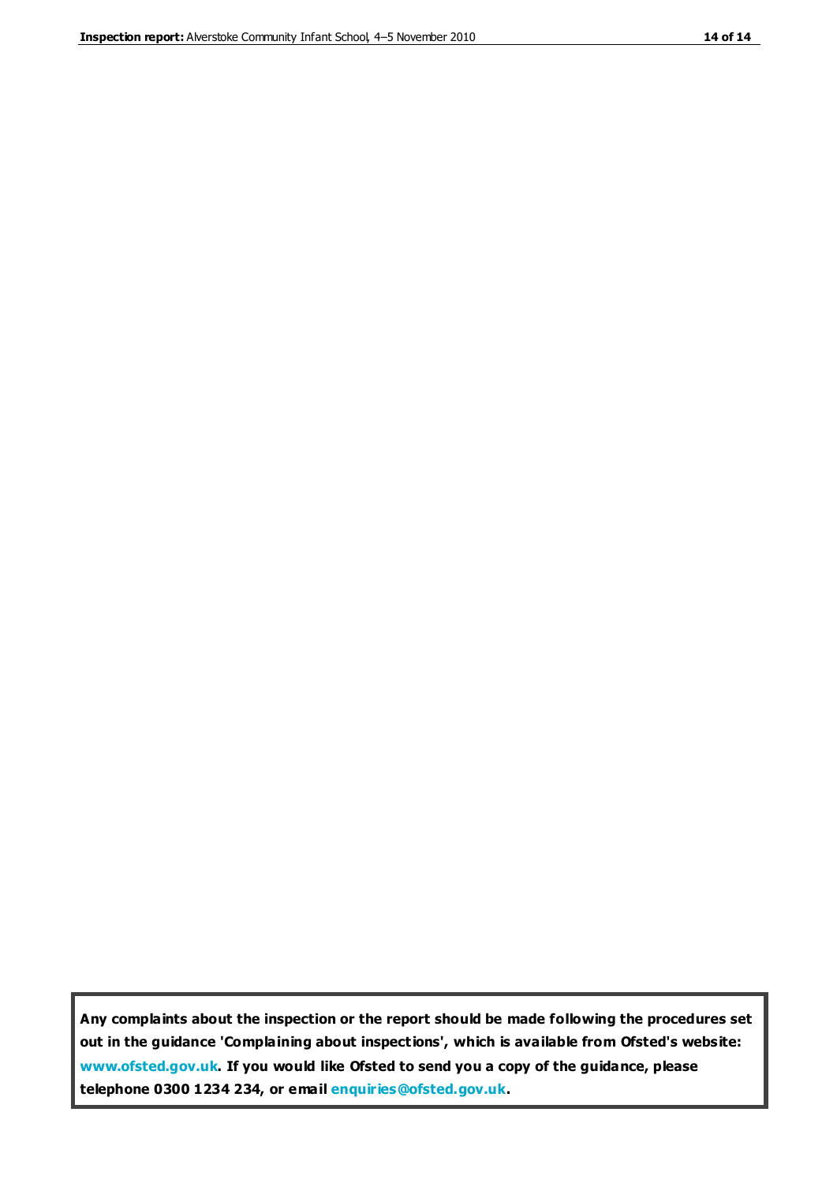**Any complaints about the inspection or the report should be made following the procedures set out in the guidance 'Complaining about inspections', which is available from Ofsted's website: www.ofsted.gov.uk. If you would like Ofsted to send you a copy of the guidance, please telephone 0300 1234 234, or email enquiries@ofsted.gov.uk.**